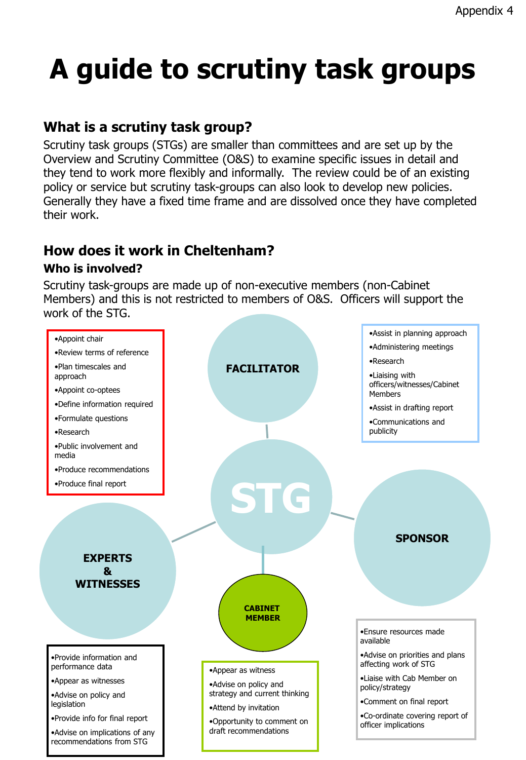# A guide to scrutiny task groups

## What is a scrutiny task group?

Scrutiny task groups (STGs) are smaller than committees and are set up by the Overview and Scrutiny Committee (O&S) to examine specific issues in detail and they tend to work more flexibly and informally. The review could be of an existing policy or service but scrutiny task-groups can also look to develop new policies. Generally they have a fixed time frame and are dissolved once they have completed their work.

## How does it work in Cheltenham?

### Who is involved?

Scrutiny task-groups are made up of non-executive members (non-Cabinet Members) and this is not restricted to members of O&S. Officers will support the work of the STG.

**STG**

- Appoint chair
- Review terms of reference
- Plan timescales and approach
- Appoint co-optees
- Define information required
- Formulate questions
- Research
- Public involvement and media
- Produce recommendations
- Produce final report

**FACILITATOR**

- Assist in planning approach
- Administering meetings
- Research
- Liaising with officers/witnesses/Cabinet Members
- Assist in drafting report
- Communications and publicity

**EXPERTS & WITNESSES**

- Provide information and performance data
- Appear as witnesses
- Advise on policy and legislation
- Provide info for final report
- Advise on implications of any recommendations from STG

**CABINET MEMBER**

- Appear as witness
- Advise on policy and strategy and current thinking
- Attend by invitation
- Opportunity to comment on draft recommendations

**SPONSOR**

- Ensure resources made available
- Advise on priorities and plans affecting work of STG
- Liaise with Cab Member on policy/strategy
- Comment on final report
- Co-ordinate covering report of officer implications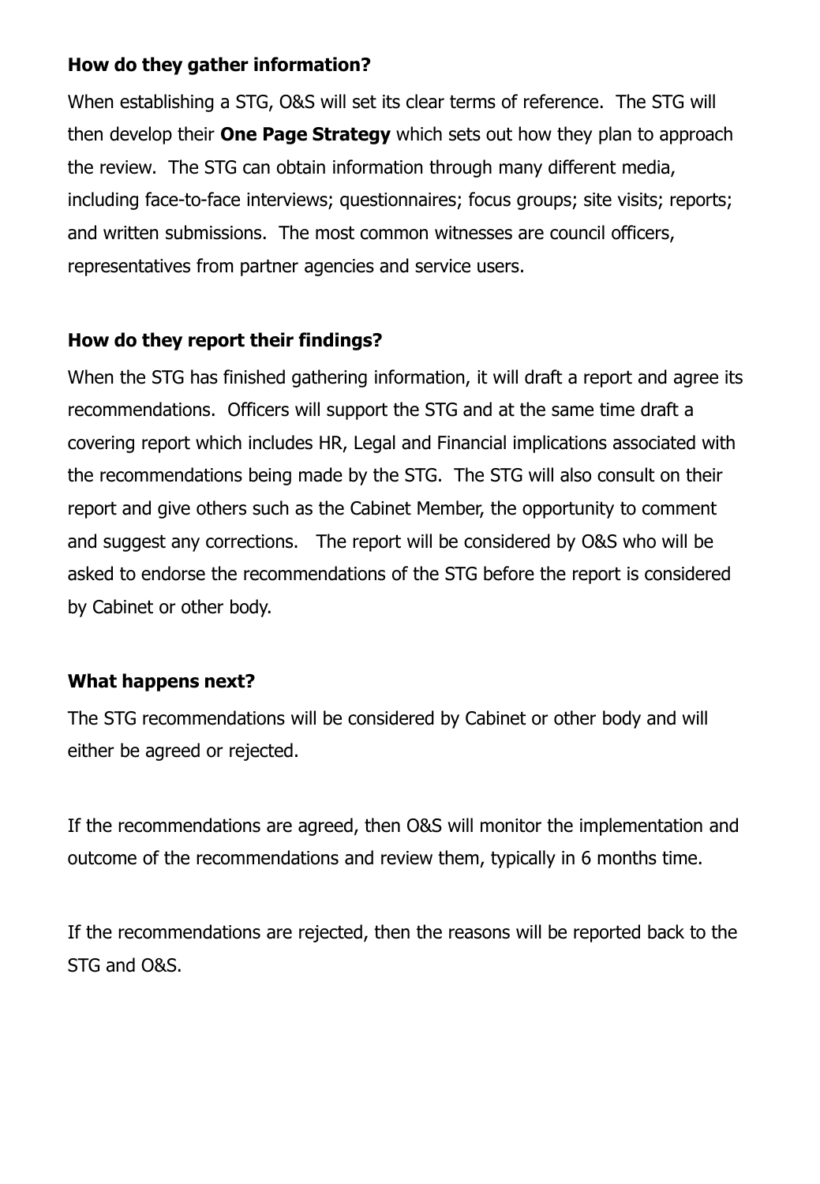**How do they gather information?**

When establishing a STG, O&S will set its clear terms of reference. The STG will then develop their **One Page Strategy** which sets out how they plan to approach the review. The STG can obtain information through many different media, including face-to-face interviews; questionnaires; focus groups; site visits; reports; and written submissions. The most common witnesses are council officers, representatives from partner agencies and service users.

**How do they report their findings?**

When the STG has finished gathering information, it will draft a report and agree its recommendations. Officers will support the STG and at the same time draft a covering report which includes HR, Legal and Financial implications associated with the recommendations being made by the STG. The STG will also consult on their report and give others such as the Cabinet Member, the opportunity to comment and suggest any corrections. The report will be considered by O&S who will be asked to endorse the recommendations of the STG before the report is considered by Cabinet or other body.

**What happens next?**

The STG recommendations will be considered by Cabinet or other body and will either be agreed or rejected.

If the recommendations are agreed, then O&S will monitor the implementation and outcome of the recommendations and review them, typically in 6 months time.

If the recommendations are rejected, then the reasons will be reported back to the STG and O&S.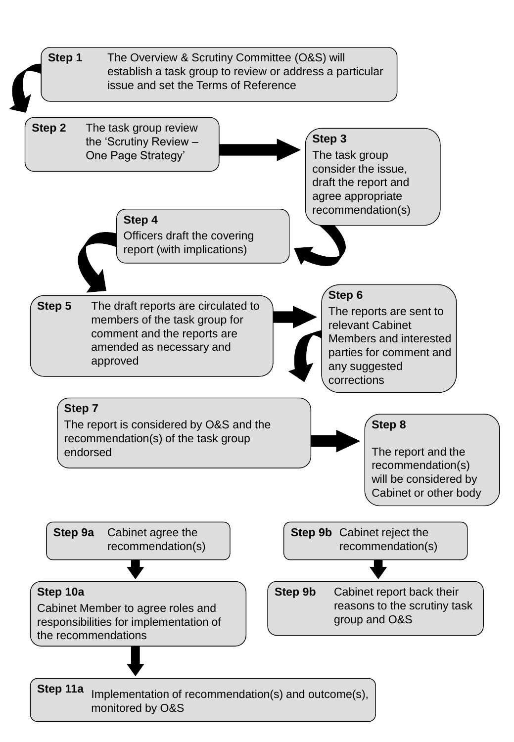**Step 1** The Overview & Scrutiny Committee (O&S) will establish a task group to review or address a particular issue and set the Terms of Reference

**Step 2** The task group review the 'Scrutiny Review – One Page Strategy'

**Step 3** The task group consider the issue, draft the report and agree appropriate recommendation(s)

**Step 4** Officers draft the covering report (with implications)

**Step 5** The draft reports are circulated to members of the task group for comment and the reports are amended as necessary and approved

**Step 6** The reports are sent to relevant Cabinet Members and interested parties for comment and any suggested corrections

**Step 7** The report is considered by O&S and the recommendation(s) of the task group endorsed

**Step 8** The report and the recommendation(s) will be considered by Cabinet or other body

**Step 9a** Cabinet agree the recommendation(s)

**Step 10a** Cabinet Member to agree roles and responsibilities for implementation of the recommendations

**Step 11a** Implementation of recommendation(s) and outcome(s), monitored by O&S

**Step 9b** Cabinet reject the recommendation(s)

**Step 9b** Cabinet report back their reasons to the scrutiny task group and O&S